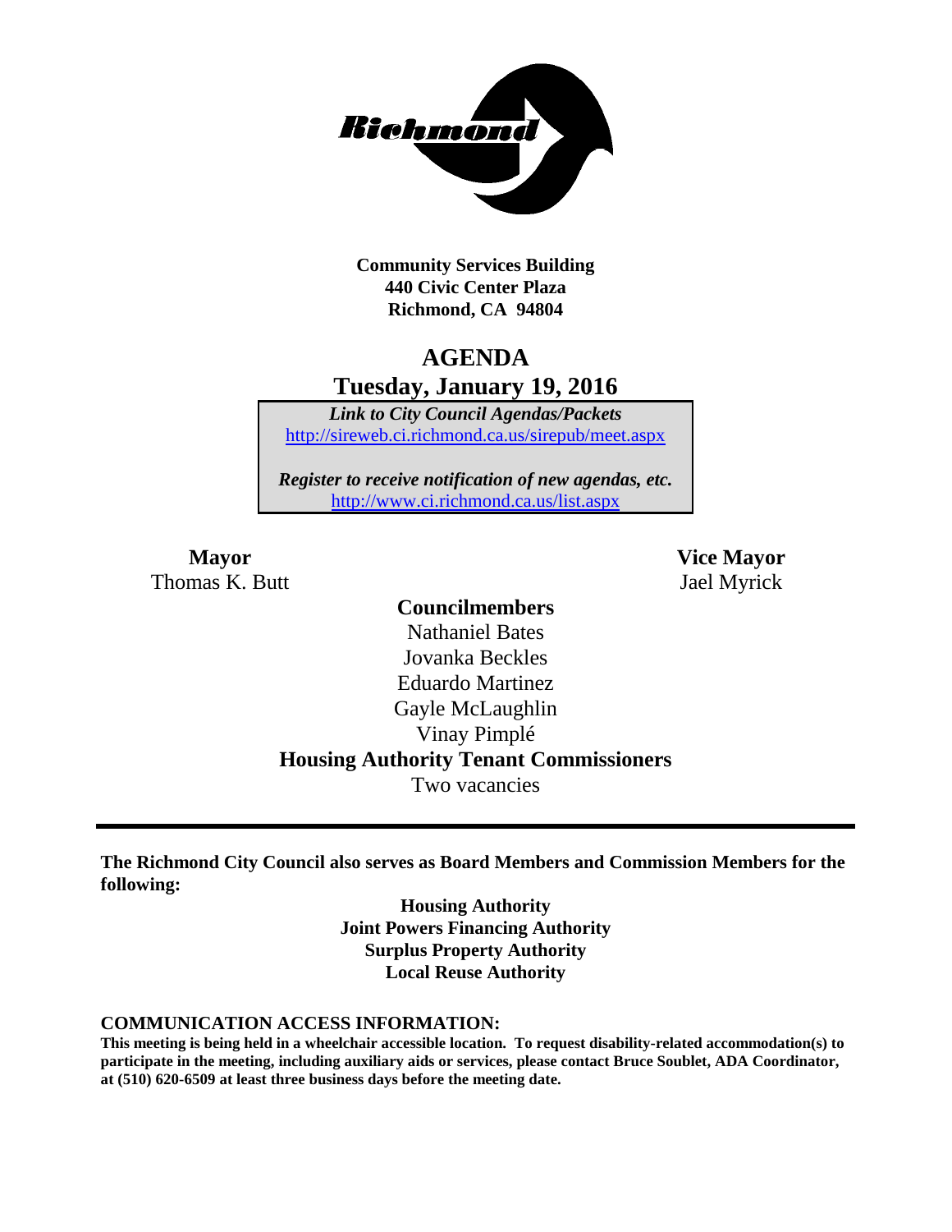**Community Services Building**
**440 Civic Center Plaza**
**Richmond, CA 94804**

# AGENDA

## Tuesday, January 19, 2016

***Link to City Council Agendas/Packets***
http://sireweb.ci.richmond.ca.us/sirepub/meet.aspx

***Register to receive notification of new agendas, etc.***
http://www.ci.richmond.ca.us/list.aspx

**Mayor**
Thomas K. Butt

**Vice Mayor**
Jael Myrick

**Councilmembers**
Nathaniel Bates
Jovanka Beckles
Eduardo Martinez
Gayle McLaughlin
Vinay Pimplé

**Housing Authority Tenant Commissioners**
Two vacancies

---

**The Richmond City Council also serves as Board Members and Commission Members for the following:**

**Housing Authority**
**Joint Powers Financing Authority**
**Surplus Property Authority**
**Local Reuse Authority**

**COMMUNICATION ACCESS INFORMATION:**

**This meeting is being held in a wheelchair accessible location. To request disability-related accommodation(s) to participate in the meeting, including auxiliary aids or services, please contact Bruce Soublet, ADA Coordinator, at (510) 620-6509 at least three business days before the meeting date.**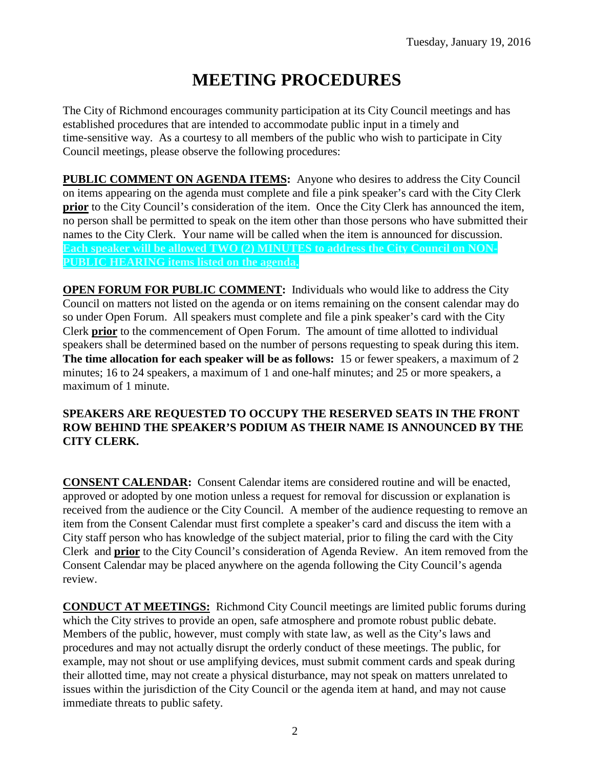Tuesday, January 19, 2016

# MEETING PROCEDURES

The City of Richmond encourages community participation at its City Council meetings and has established procedures that are intended to accommodate public input in a timely and time-sensitive way. As a courtesy to all members of the public who wish to participate in City Council meetings, please observe the following procedures:

**PUBLIC COMMENT ON AGENDA ITEMS:** Anyone who desires to address the City Council on items appearing on the agenda must complete and file a pink speaker's card with the City Clerk **prior** to the City Council's consideration of the item. Once the City Clerk has announced the item, no person shall be permitted to speak on the item other than those persons who have submitted their names to the City Clerk. Your name will be called when the item is announced for discussion. **Each speaker will be allowed TWO (2) MINUTES to address the City Council on NON-PUBLIC HEARING items listed on the agenda.**

**OPEN FORUM FOR PUBLIC COMMENT:** Individuals who would like to address the City Council on matters not listed on the agenda or on items remaining on the consent calendar may do so under Open Forum. All speakers must complete and file a pink speaker's card with the City Clerk **prior** to the commencement of Open Forum. The amount of time allotted to individual speakers shall be determined based on the number of persons requesting to speak during this item. **The time allocation for each speaker will be as follows:** 15 or fewer speakers, a maximum of 2 minutes; 16 to 24 speakers, a maximum of 1 and one-half minutes; and 25 or more speakers, a maximum of 1 minute.

**SPEAKERS ARE REQUESTED TO OCCUPY THE RESERVED SEATS IN THE FRONT ROW BEHIND THE SPEAKER'S PODIUM AS THEIR NAME IS ANNOUNCED BY THE CITY CLERK.**

**CONSENT CALENDAR:** Consent Calendar items are considered routine and will be enacted, approved or adopted by one motion unless a request for removal for discussion or explanation is received from the audience or the City Council. A member of the audience requesting to remove an item from the Consent Calendar must first complete a speaker's card and discuss the item with a City staff person who has knowledge of the subject material, prior to filing the card with the City Clerk and **prior** to the City Council's consideration of Agenda Review. An item removed from the Consent Calendar may be placed anywhere on the agenda following the City Council's agenda review.

**CONDUCT AT MEETINGS:** Richmond City Council meetings are limited public forums during which the City strives to provide an open, safe atmosphere and promote robust public debate. Members of the public, however, must comply with state law, as well as the City's laws and procedures and may not actually disrupt the orderly conduct of these meetings. The public, for example, may not shout or use amplifying devices, must submit comment cards and speak during their allotted time, may not create a physical disturbance, may not speak on matters unrelated to issues within the jurisdiction of the City Council or the agenda item at hand, and may not cause immediate threats to public safety.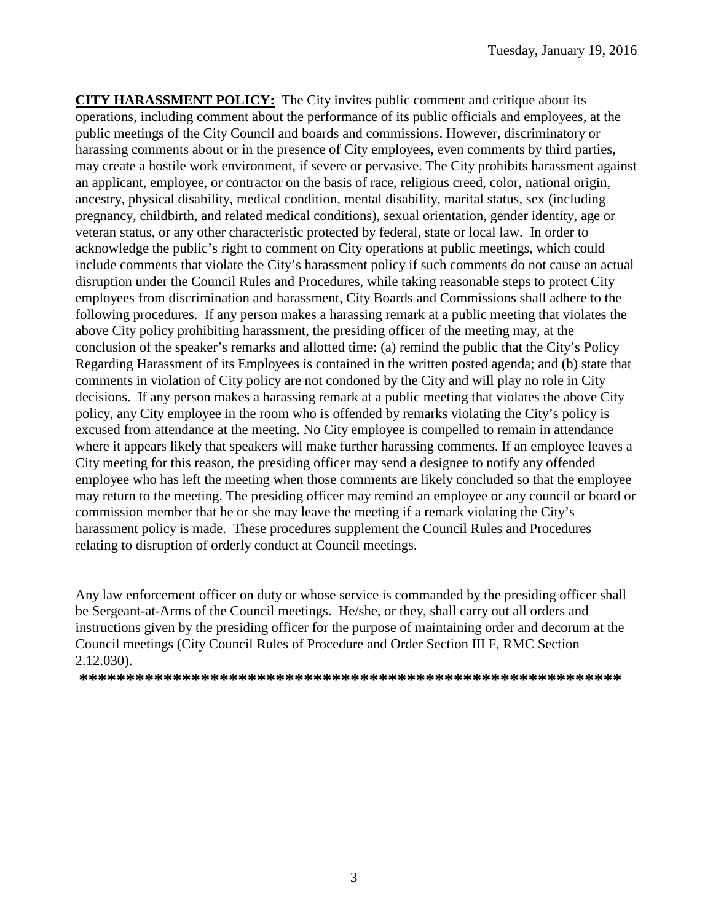**CITY HARASSMENT POLICY:** The City invites public comment and critique about its operations, including comment about the performance of its public officials and employees, at the public meetings of the City Council and boards and commissions. However, discriminatory or harassing comments about or in the presence of City employees, even comments by third parties, may create a hostile work environment, if severe or pervasive. The City prohibits harassment against an applicant, employee, or contractor on the basis of race, religious creed, color, national origin, ancestry, physical disability, medical condition, mental disability, marital status, sex (including pregnancy, childbirth, and related medical conditions), sexual orientation, gender identity, age or veteran status, or any other characteristic protected by federal, state or local law. In order to acknowledge the public's right to comment on City operations at public meetings, which could include comments that violate the City's harassment policy if such comments do not cause an actual disruption under the Council Rules and Procedures, while taking reasonable steps to protect City employees from discrimination and harassment, City Boards and Commissions shall adhere to the following procedures. If any person makes a harassing remark at a public meeting that violates the above City policy prohibiting harassment, the presiding officer of the meeting may, at the conclusion of the speaker's remarks and allotted time: (a) remind the public that the City's Policy Regarding Harassment of its Employees is contained in the written posted agenda; and (b) state that comments in violation of City policy are not condoned by the City and will play no role in City decisions. If any person makes a harassing remark at a public meeting that violates the above City policy, any City employee in the room who is offended by remarks violating the City's policy is excused from attendance at the meeting. No City employee is compelled to remain in attendance where it appears likely that speakers will make further harassing comments. If an employee leaves a City meeting for this reason, the presiding officer may send a designee to notify any offended employee who has left the meeting when those comments are likely concluded so that the employee may return to the meeting. The presiding officer may remind an employee or any council or board or commission member that he or she may leave the meeting if a remark violating the City's harassment policy is made. These procedures supplement the Council Rules and Procedures relating to disruption of orderly conduct at Council meetings.

Any law enforcement officer on duty or whose service is commanded by the presiding officer shall be Sergeant-at-Arms of the Council meetings. He/she, or they, shall carry out all orders and instructions given by the presiding officer for the purpose of maintaining order and decorum at the Council meetings (City Council Rules of Procedure and Order Section III F, RMC Section 2.12.030).

**\*\*\*\*\*\*\*\*\*\*\*\*\*\*\*\*\*\*\*\*\*\*\*\*\*\*\*\*\*\*\*\*\*\*\*\*\*\*\*\*\*\*\*\*\*\*\*\*\*\*\*\*\*\*\*\*\*\*\*\***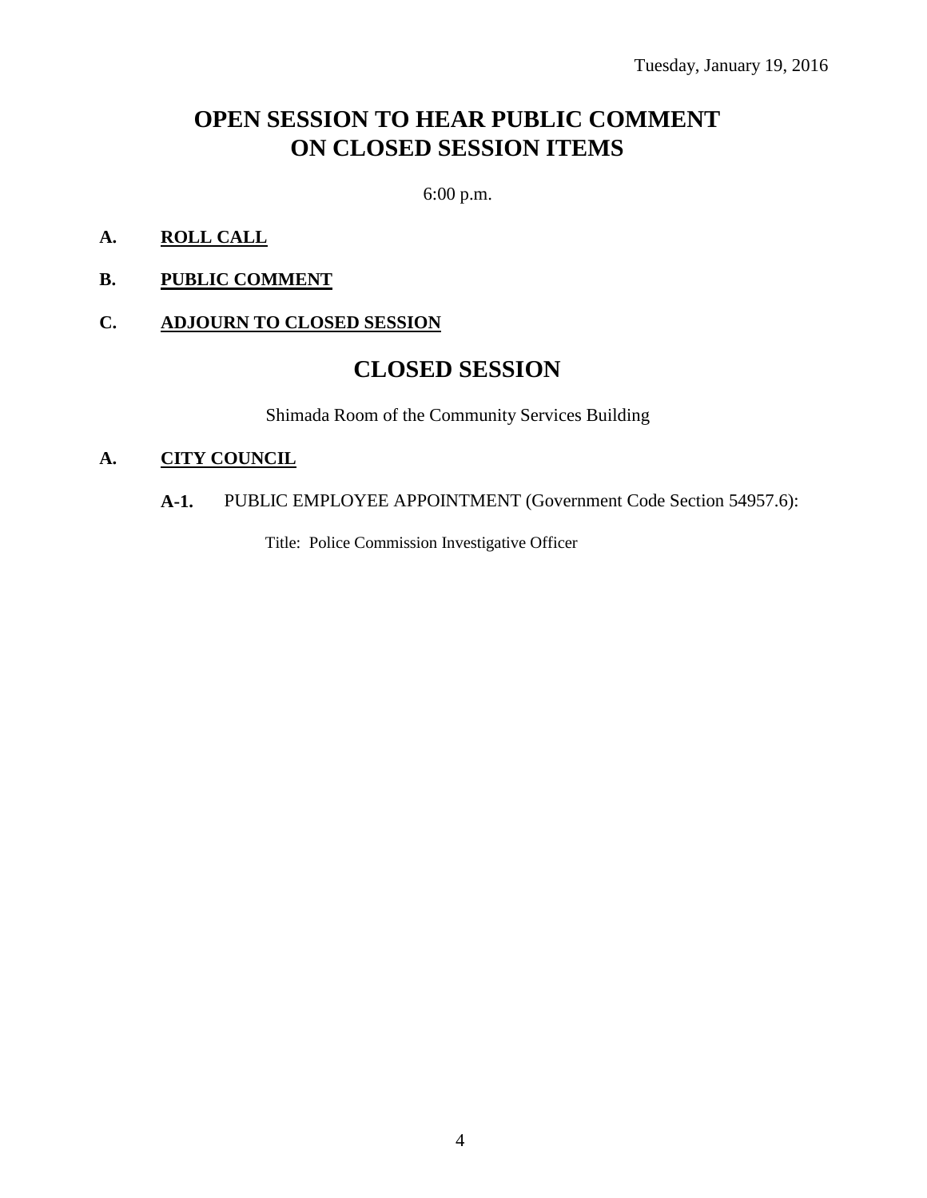Tuesday, January 19, 2016

# OPEN SESSION TO HEAR PUBLIC COMMENT ON CLOSED SESSION ITEMS

6:00 p.m.

**A.** **ROLL CALL**

**B.** **PUBLIC COMMENT**

**C.** **ADJOURN TO CLOSED SESSION**

# CLOSED SESSION

Shimada Room of the Community Services Building

**A.** **CITY COUNCIL**

**A-1.** PUBLIC EMPLOYEE APPOINTMENT (Government Code Section 54957.6):

Title: Police Commission Investigative Officer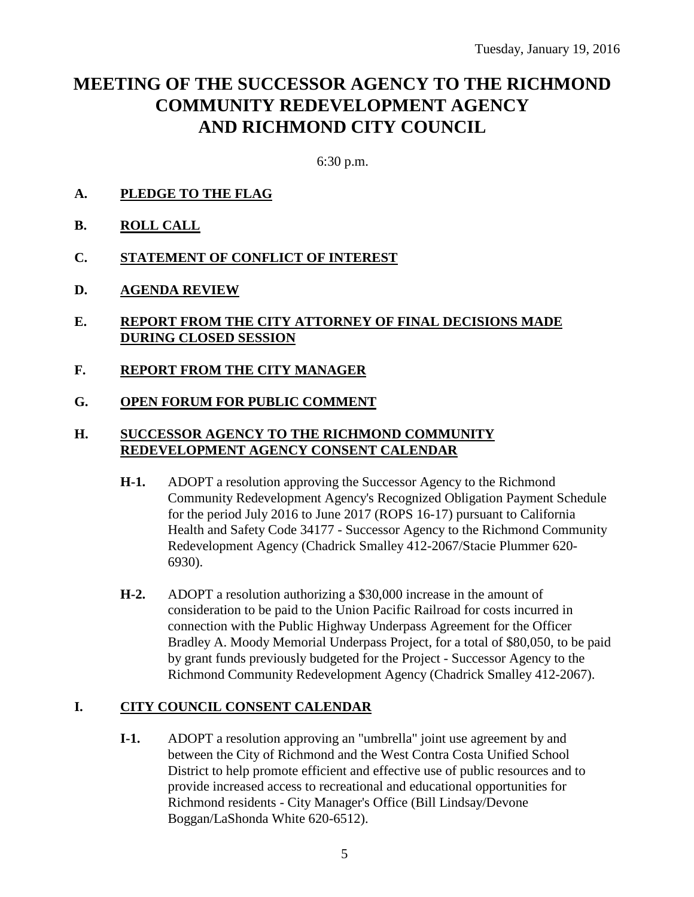Tuesday, January 19, 2016

# MEETING OF THE SUCCESSOR AGENCY TO THE RICHMOND COMMUNITY REDEVELOPMENT AGENCY AND RICHMOND CITY COUNCIL

6:30 p.m.

**A. PLEDGE TO THE FLAG**

**B. ROLL CALL**

**C. STATEMENT OF CONFLICT OF INTEREST**

**D. AGENDA REVIEW**

**E. REPORT FROM THE CITY ATTORNEY OF FINAL DECISIONS MADE DURING CLOSED SESSION**

**F. REPORT FROM THE CITY MANAGER**

**G. OPEN FORUM FOR PUBLIC COMMENT**

**H. SUCCESSOR AGENCY TO THE RICHMOND COMMUNITY REDEVELOPMENT AGENCY CONSENT CALENDAR**

**H-1.** ADOPT a resolution approving the Successor Agency to the Richmond Community Redevelopment Agency's Recognized Obligation Payment Schedule for the period July 2016 to June 2017 (ROPS 16-17) pursuant to California Health and Safety Code 34177 - Successor Agency to the Richmond Community Redevelopment Agency (Chadrick Smalley 412-2067/Stacie Plummer 620-6930).

**H-2.** ADOPT a resolution authorizing a $30,000 increase in the amount of consideration to be paid to the Union Pacific Railroad for costs incurred in connection with the Public Highway Underpass Agreement for the Officer Bradley A. Moody Memorial Underpass Project, for a total of $80,050, to be paid by grant funds previously budgeted for the Project - Successor Agency to the Richmond Community Redevelopment Agency (Chadrick Smalley 412-2067).

**I. CITY COUNCIL CONSENT CALENDAR**

**I-1.** ADOPT a resolution approving an "umbrella" joint use agreement by and between the City of Richmond and the West Contra Costa Unified School District to help promote efficient and effective use of public resources and to provide increased access to recreational and educational opportunities for Richmond residents - City Manager's Office (Bill Lindsay/Devone Boggan/LaShonda White 620-6512).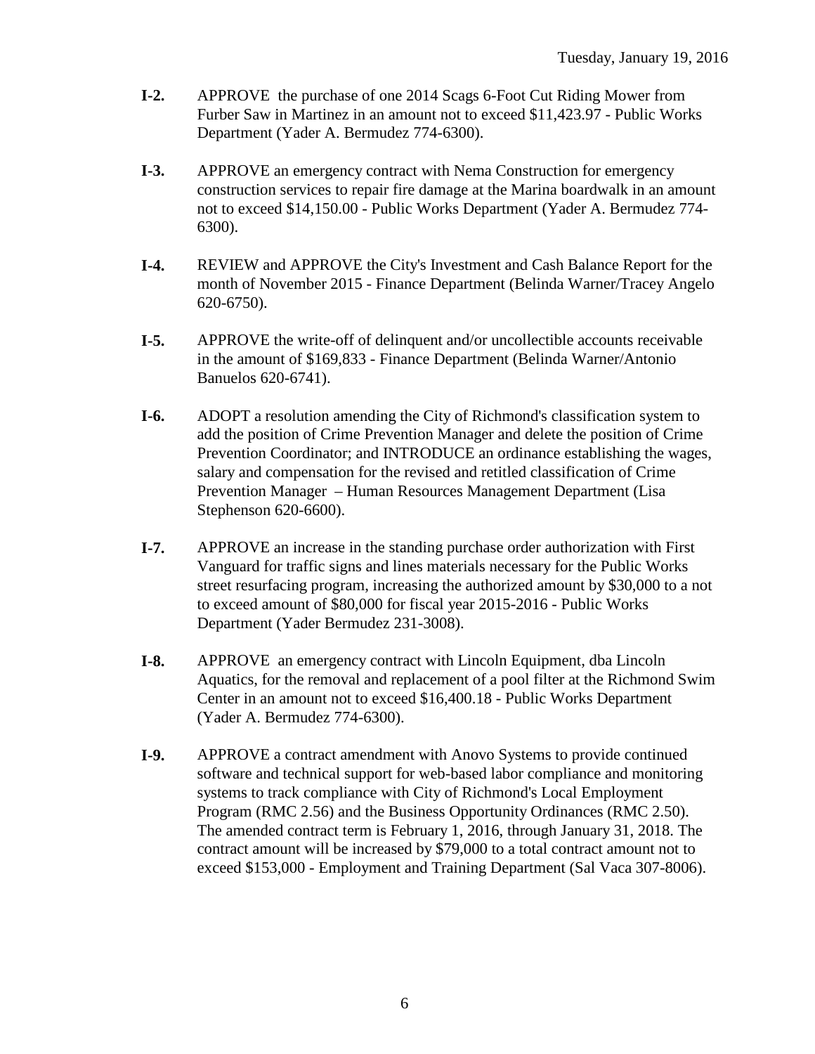**I-2.** APPROVE the purchase of one 2014 Scags 6-Foot Cut Riding Mower from Furber Saw in Martinez in an amount not to exceed $11,423.97 - Public Works Department (Yader A. Bermudez 774-6300).

**I-3.** APPROVE an emergency contract with Nema Construction for emergency construction services to repair fire damage at the Marina boardwalk in an amount not to exceed $14,150.00 - Public Works Department (Yader A. Bermudez 774-6300).

**I-4.** REVIEW and APPROVE the City's Investment and Cash Balance Report for the month of November 2015 - Finance Department (Belinda Warner/Tracey Angelo 620-6750).

**I-5.** APPROVE the write-off of delinquent and/or uncollectible accounts receivable in the amount of $169,833 - Finance Department (Belinda Warner/Antonio Banuelos 620-6741).

**I-6.** ADOPT a resolution amending the City of Richmond's classification system to add the position of Crime Prevention Manager and delete the position of Crime Prevention Coordinator; and INTRODUCE an ordinance establishing the wages, salary and compensation for the revised and retitled classification of Crime Prevention Manager – Human Resources Management Department (Lisa Stephenson 620-6600).

**I-7.** APPROVE an increase in the standing purchase order authorization with First Vanguard for traffic signs and lines materials necessary for the Public Works street resurfacing program, increasing the authorized amount by $30,000 to a not to exceed amount of $80,000 for fiscal year 2015-2016 - Public Works Department (Yader Bermudez 231-3008).

**I-8.** APPROVE an emergency contract with Lincoln Equipment, dba Lincoln Aquatics, for the removal and replacement of a pool filter at the Richmond Swim Center in an amount not to exceed $16,400.18 - Public Works Department (Yader A. Bermudez 774-6300).

**I-9.** APPROVE a contract amendment with Anovo Systems to provide continued software and technical support for web-based labor compliance and monitoring systems to track compliance with City of Richmond's Local Employment Program (RMC 2.56) and the Business Opportunity Ordinances (RMC 2.50). The amended contract term is February 1, 2016, through January 31, 2018. The contract amount will be increased by $79,000 to a total contract amount not to exceed $153,000 - Employment and Training Department (Sal Vaca 307-8006).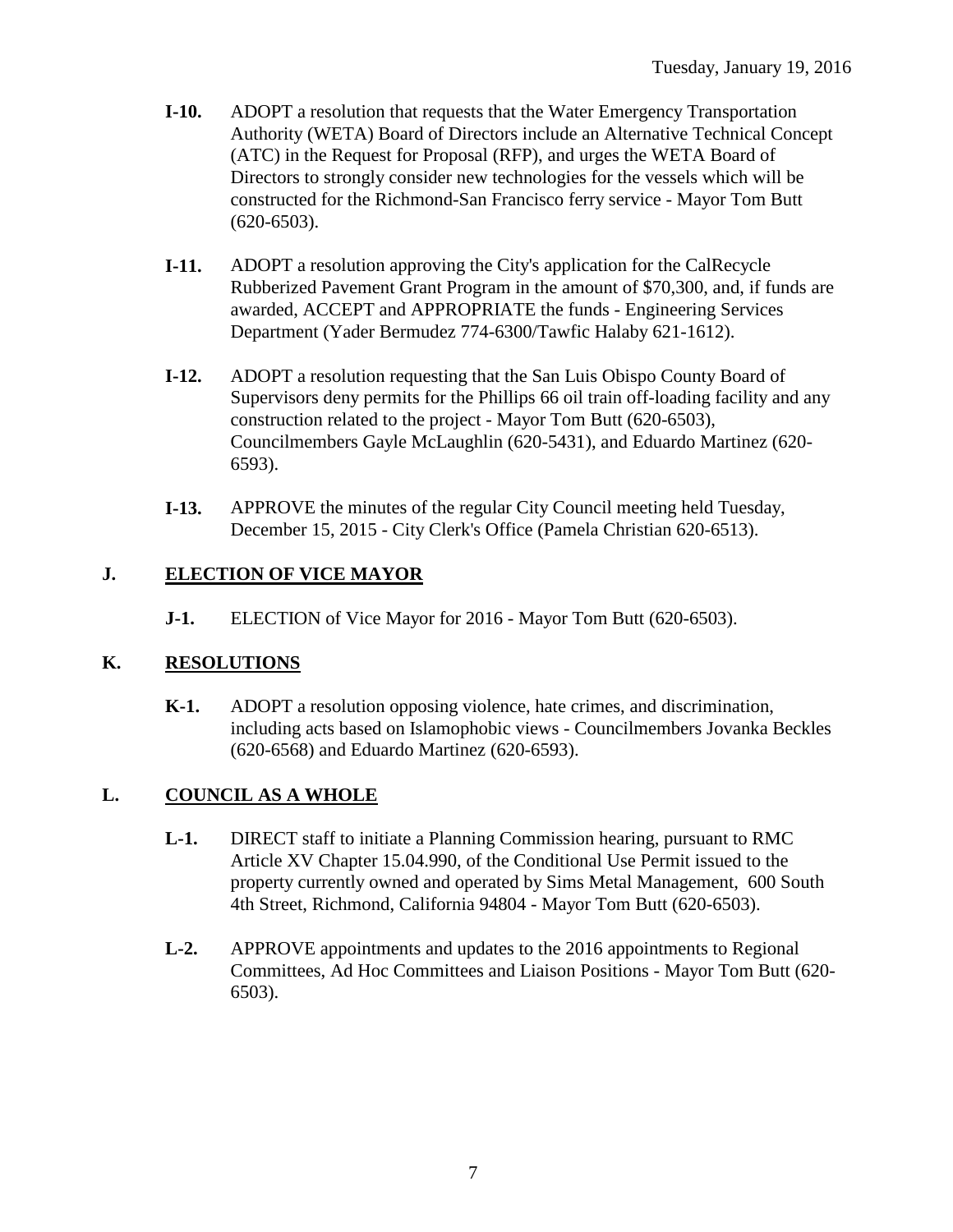- **I-10.** ADOPT a resolution that requests that the Water Emergency Transportation Authority (WETA) Board of Directors include an Alternative Technical Concept (ATC) in the Request for Proposal (RFP), and urges the WETA Board of Directors to strongly consider new technologies for the vessels which will be constructed for the Richmond-San Francisco ferry service - Mayor Tom Butt (620-6503).

- **I-11.** ADOPT a resolution approving the City's application for the CalRecycle Rubberized Pavement Grant Program in the amount of $70,300, and, if funds are awarded, ACCEPT and APPROPRIATE the funds - Engineering Services Department (Yader Bermudez 774-6300/Tawfic Halaby 621-1612).

- **I-12.** ADOPT a resolution requesting that the San Luis Obispo County Board of Supervisors deny permits for the Phillips 66 oil train off-loading facility and any construction related to the project - Mayor Tom Butt (620-6503), Councilmembers Gayle McLaughlin (620-5431), and Eduardo Martinez (620-6593).

- **I-13.** APPROVE the minutes of the regular City Council meeting held Tuesday, December 15, 2015 - City Clerk's Office (Pamela Christian 620-6513).

## J. ELECTION OF VICE MAYOR

- **J-1.** ELECTION of Vice Mayor for 2016 - Mayor Tom Butt (620-6503).

## K. RESOLUTIONS

- **K-1.** ADOPT a resolution opposing violence, hate crimes, and discrimination, including acts based on Islamophobic views - Councilmembers Jovanka Beckles (620-6568) and Eduardo Martinez (620-6593).

## L. COUNCIL AS A WHOLE

- **L-1.** DIRECT staff to initiate a Planning Commission hearing, pursuant to RMC Article XV Chapter 15.04.990, of the Conditional Use Permit issued to the property currently owned and operated by Sims Metal Management, 600 South 4th Street, Richmond, California 94804 - Mayor Tom Butt (620-6503).

- **L-2.** APPROVE appointments and updates to the 2016 appointments to Regional Committees, Ad Hoc Committees and Liaison Positions - Mayor Tom Butt (620-6503).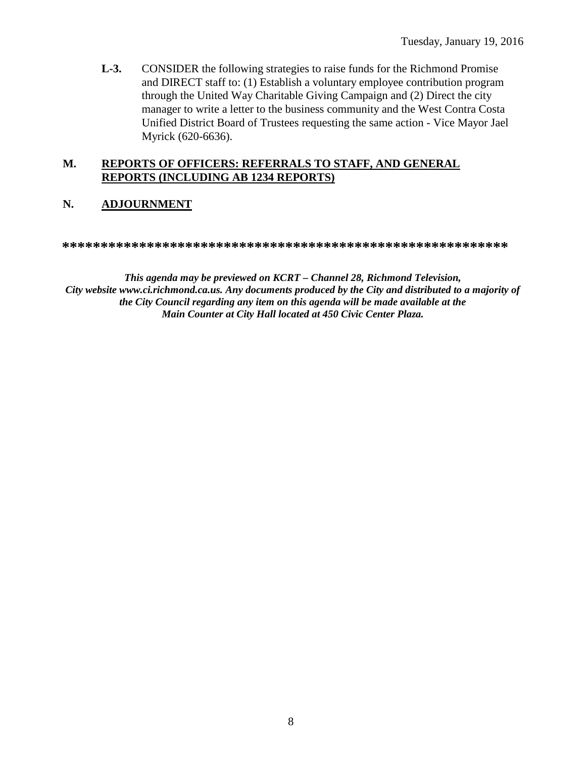**L-3.** CONSIDER the following strategies to raise funds for the Richmond Promise and DIRECT staff to: (1) Establish a voluntary employee contribution program through the United Way Charitable Giving Campaign and (2) Direct the city manager to write a letter to the business community and the West Contra Costa Unified District Board of Trustees requesting the same action - Vice Mayor Jael Myrick (620-6636).

## M. REPORTS OF OFFICERS: REFERRALS TO STAFF, AND GENERAL REPORTS (INCLUDING AB 1234 REPORTS)

## N. ADJOURNMENT

**********************************************************

***This agenda may be previewed on KCRT – Channel 28, Richmond Television, City website www.ci.richmond.ca.us. Any documents produced by the City and distributed to a majority of the City Council regarding any item on this agenda will be made available at the Main Counter at City Hall located at 450 Civic Center Plaza.***